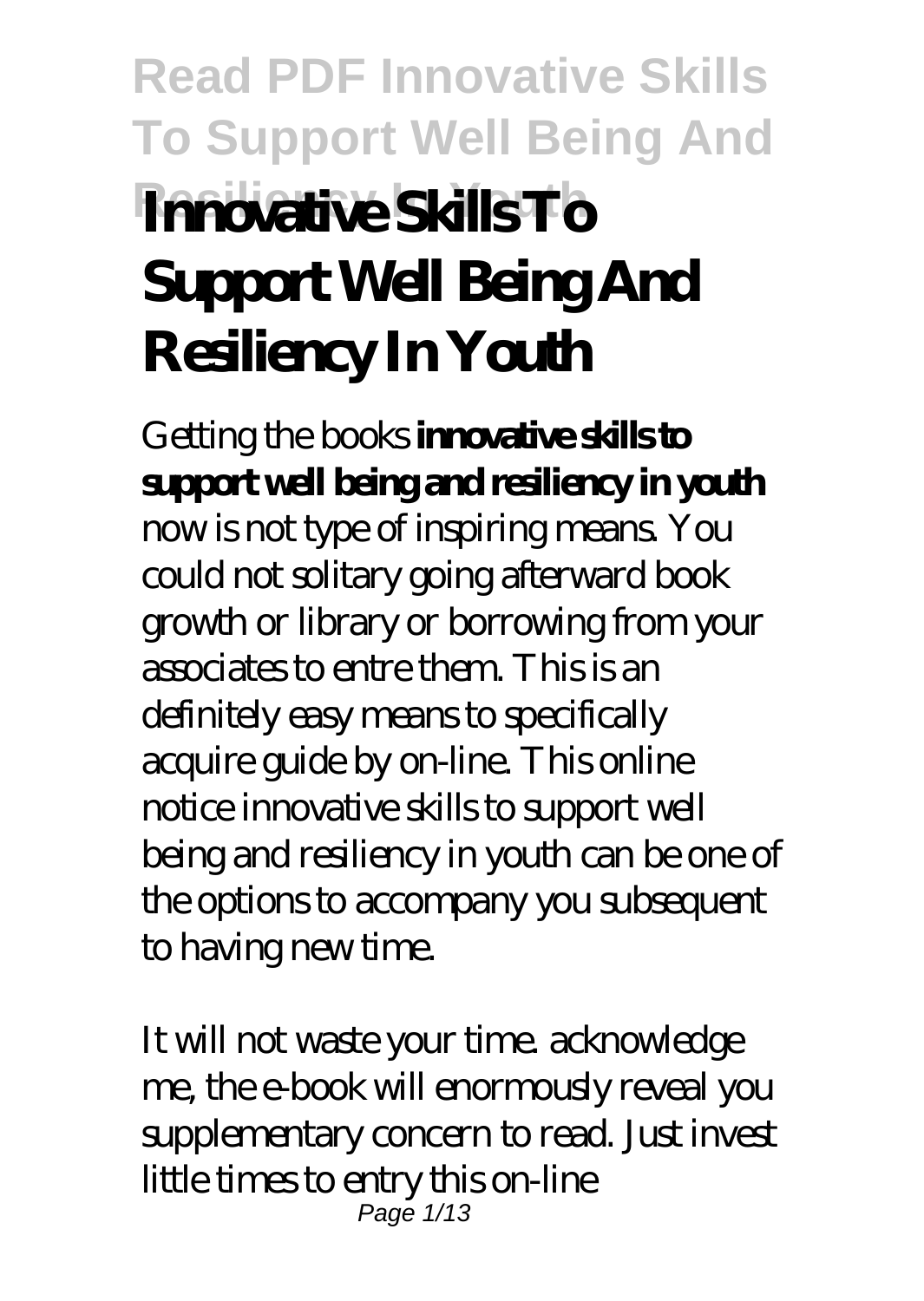# Read PDF Free Innovative Skills To Support Well Being And Resiliency In Youth

# Innovative Skills To Support Well Being And Resiliency In Youth

Getting the books **innovative skills to support well being and resiliency in youth** now is not type of inspiring means. You could not solitary going afterward book growth or library or borrowing from your associates to entre them. This is an definitely easy means to specifically acquire guide by on-line. This online notice innovative skills to support well being and resiliency in youth can be one of the options to accompany you subsequent to having new time.

It will not waste your time. acknowledge me, the e-book will enormously reveal you supplementary concern to read. Just invest little times to entry this on-line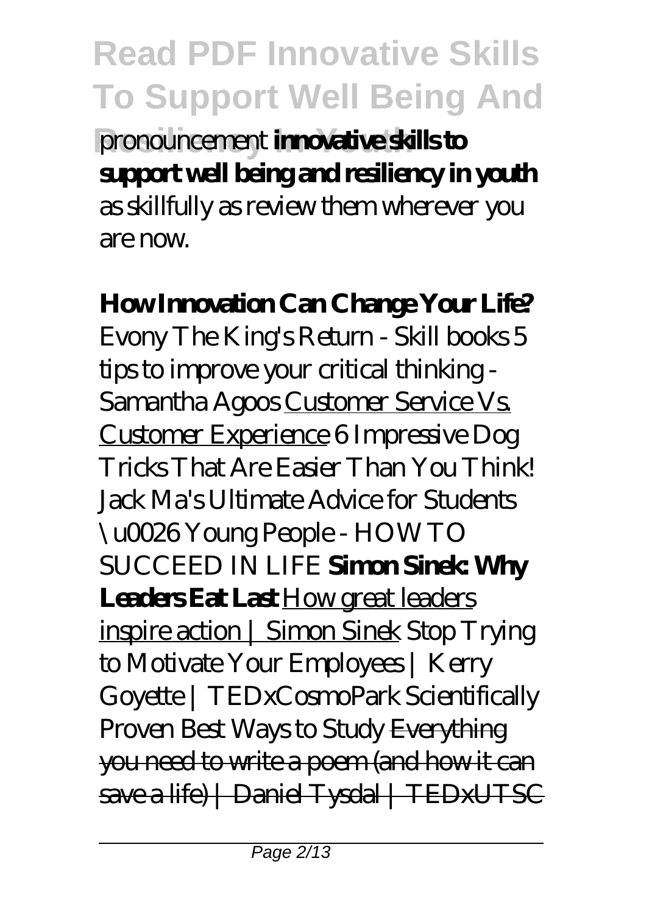pronouncement **innovative skills to support well being and resiliency in youth** as skillfully as review them wherever you are now.

**How Innovation Can Change Your Life?** *Evony The King's Return - Skill books 5 tips to improve your critical thinking - Samantha Agoos* Customer Service Vs. Customer Experience *6 Impressive Dog Tricks That Are Easier Than You Think! Jack Ma's Ultimate Advice for Students \u0026 Young People - HOW TO SUCCEED IN LIFE* **Simon Sinek: Why Leaders Eat Last** How great leaders inspire action | Simon Sinek *Stop Trying to Motivate Your Employees | Kerry Goyette | TEDxCosmoPark Scientifically Proven Best Ways to Study* ~~Everything you need to write a poem (and how it can save a life) | Daniel Tysdal | TEDxUTSC~~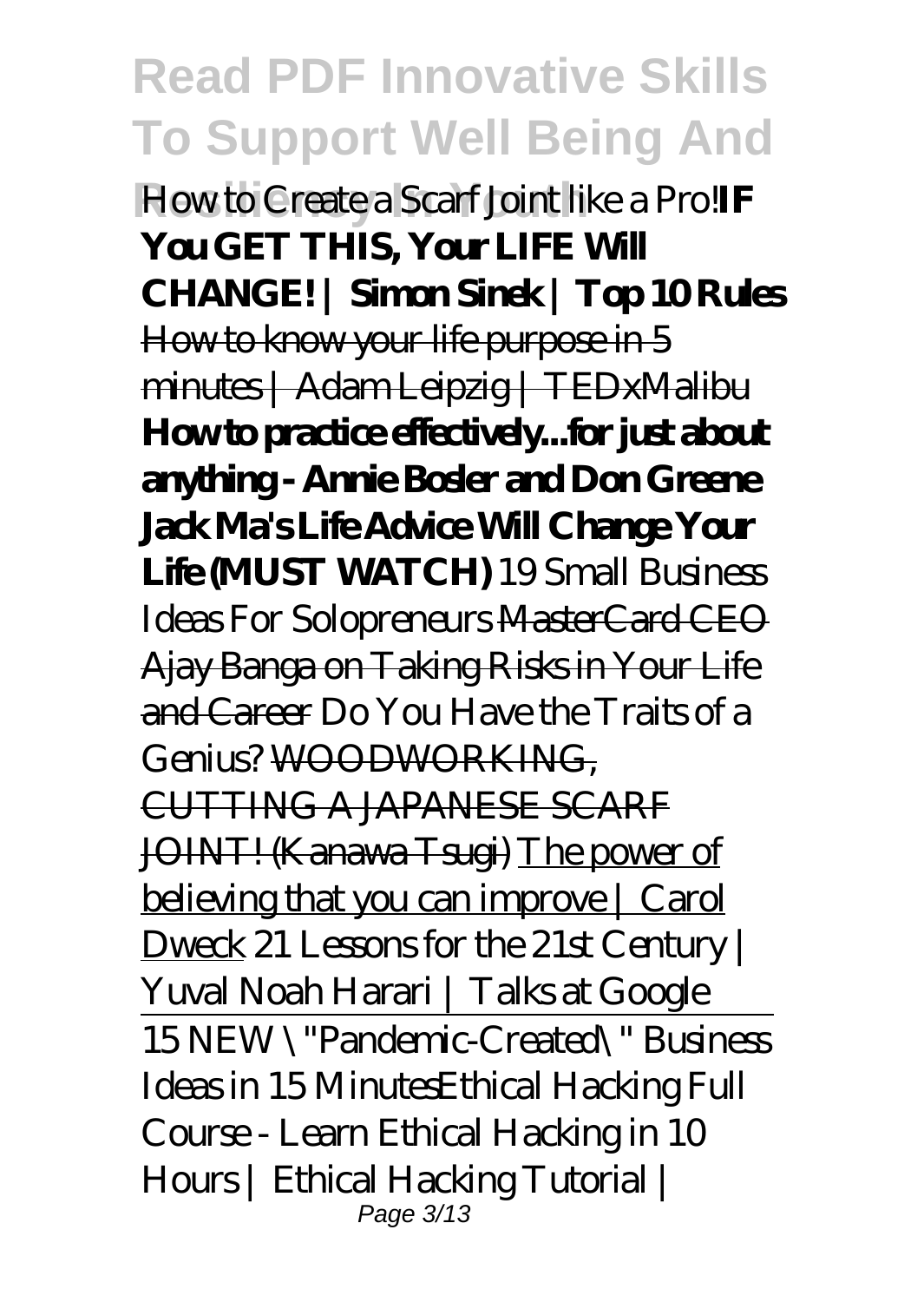*How to Create a Scarf Joint like a Pro!* **IF You GET THIS, Your LIFE Will CHANGE! | Simon Sinek | Top 10 Rules** How to know your life purpose in 5 minutes | Adam Leipzig | TEDxMalibu **How to practice effectively...for just about anything - Annie Bosler and Don Greene Jack Ma's Life Advice Will Change Your Life (MUST WATCH)** *19 Small Business Ideas For Solopreneurs* MasterCard CEO Ajay Banga on Taking Risks in Your Life and Career *Do You Have the Traits of a Genius?* WOODWORKING, CUTTING A JAPANESE SCARF JOINT! (Kanawa Tsugi) The power of believing that you can improve | Carol Dweck *21 Lessons for the 21st Century | Yuval Noah Harari | Talks at Google*

15 NEW \"Pandemic-Created\" Business Ideas in 15 Minutes*Ethical Hacking Full Course - Learn Ethical Hacking in 10 Hours | Ethical Hacking Tutorial |*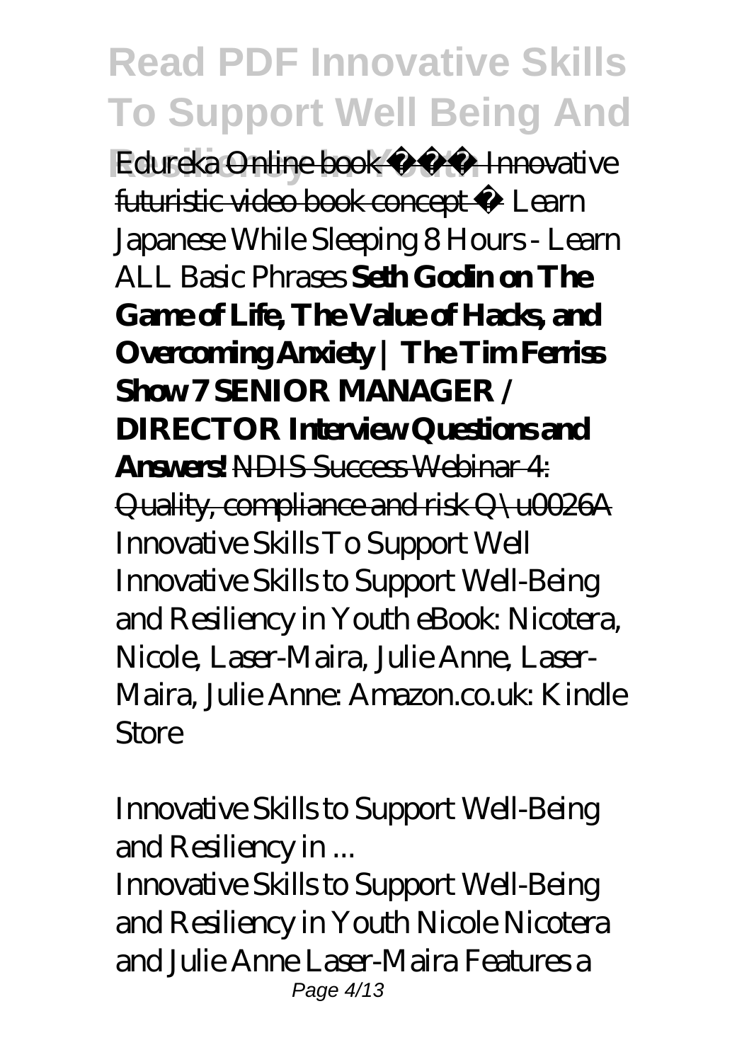Edureka ~~Online book 📖 Innovative futuristic video book concept 📖~~ *Learn Japanese While Sleeping 8 Hours - Learn ALL Basic Phrases* **Seth Godin on The Game of Life, The Value of Hacks, and Overcoming Anxiety | The Tim Ferriss Show 7 SENIOR MANAGER / DIRECTOR Interview Questions and Answers!** ~~NDIS Success Webinar 4: Quality, compliance and risk Q\u0026A~~ *Innovative Skills To Support Well*

Innovative Skills to Support Well-Being and Resiliency in Youth eBook: Nicotera, Nicole, Laser-Maira, Julie Anne, Laser-Maira, Julie Anne: Amazon.co.uk: Kindle Store

*Innovative Skills to Support Well-Being and Resiliency in ...*

Innovative Skills to Support Well-Being and Resiliency in Youth Nicole Nicotera and Julie Anne Laser-Maira Features a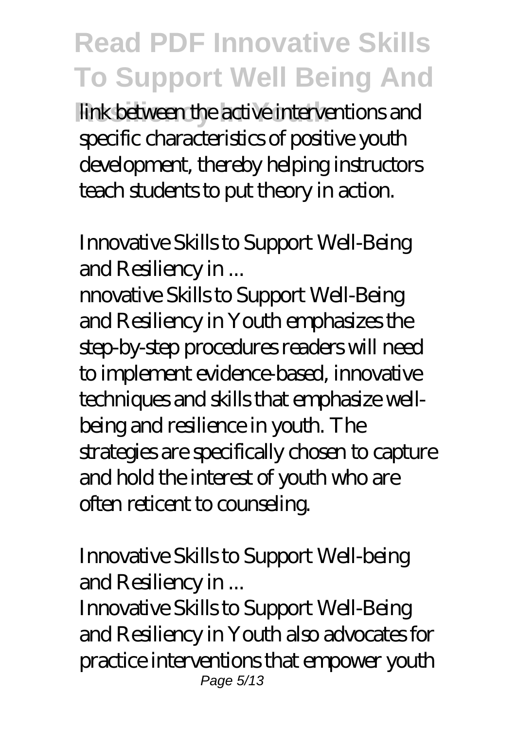link between the active interventions and specific characteristics of positive youth development, thereby helping instructors teach students to put theory in action.

*Innovative Skills to Support Well-Being and Resiliency in ...*

nnovative Skills to Support Well-Being and Resiliency in Youth emphasizes the step-by-step procedures readers will need to implement evidence-based, innovative techniques and skills that emphasize well-being and resilience in youth. The strategies are specifically chosen to capture and hold the interest of youth who are often reticent to counseling.

*Innovative Skills to Support Well-being and Resiliency in ...*

Innovative Skills to Support Well-Being and Resiliency in Youth also advocates for practice interventions that empower youth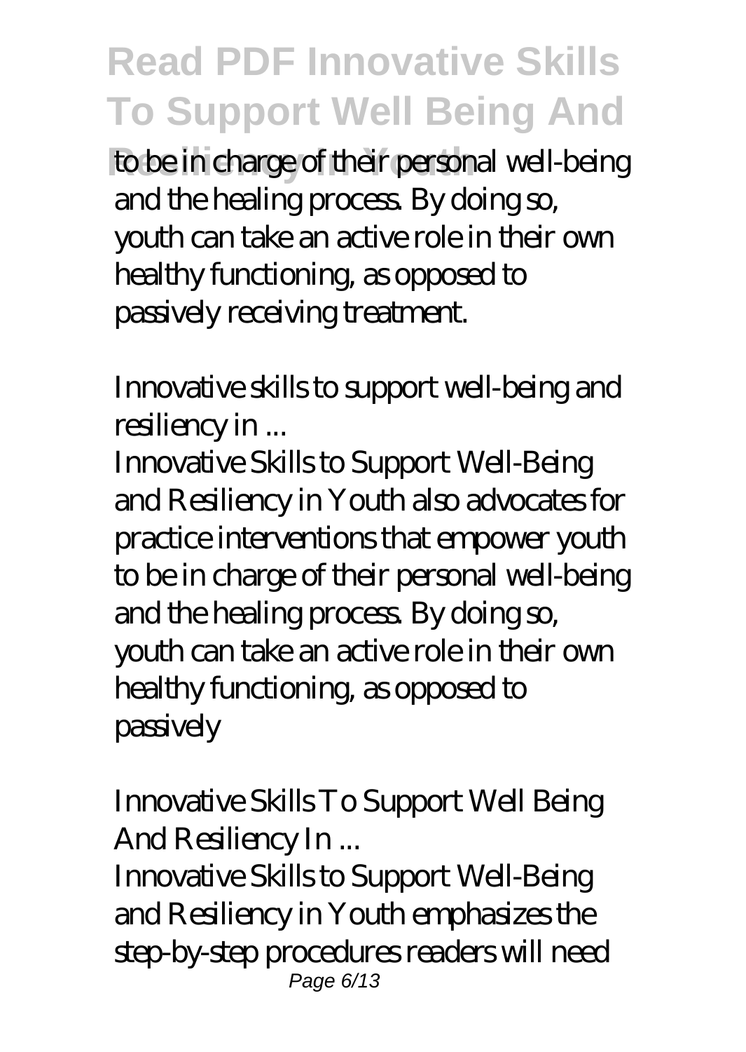to be in charge of their personal well-being and the healing process. By doing so, youth can take an active role in their own healthy functioning, as opposed to passively receiving treatment.

*Innovative skills to support well-being and resiliency in ...*

Innovative Skills to Support Well-Being and Resiliency in Youth also advocates for practice interventions that empower youth to be in charge of their personal well-being and the healing process. By doing so, youth can take an active role in their own healthy functioning, as opposed to passively

*Innovative Skills To Support Well Being And Resiliency In ...*

Innovative Skills to Support Well-Being and Resiliency in Youth emphasizes the step-by-step procedures readers will need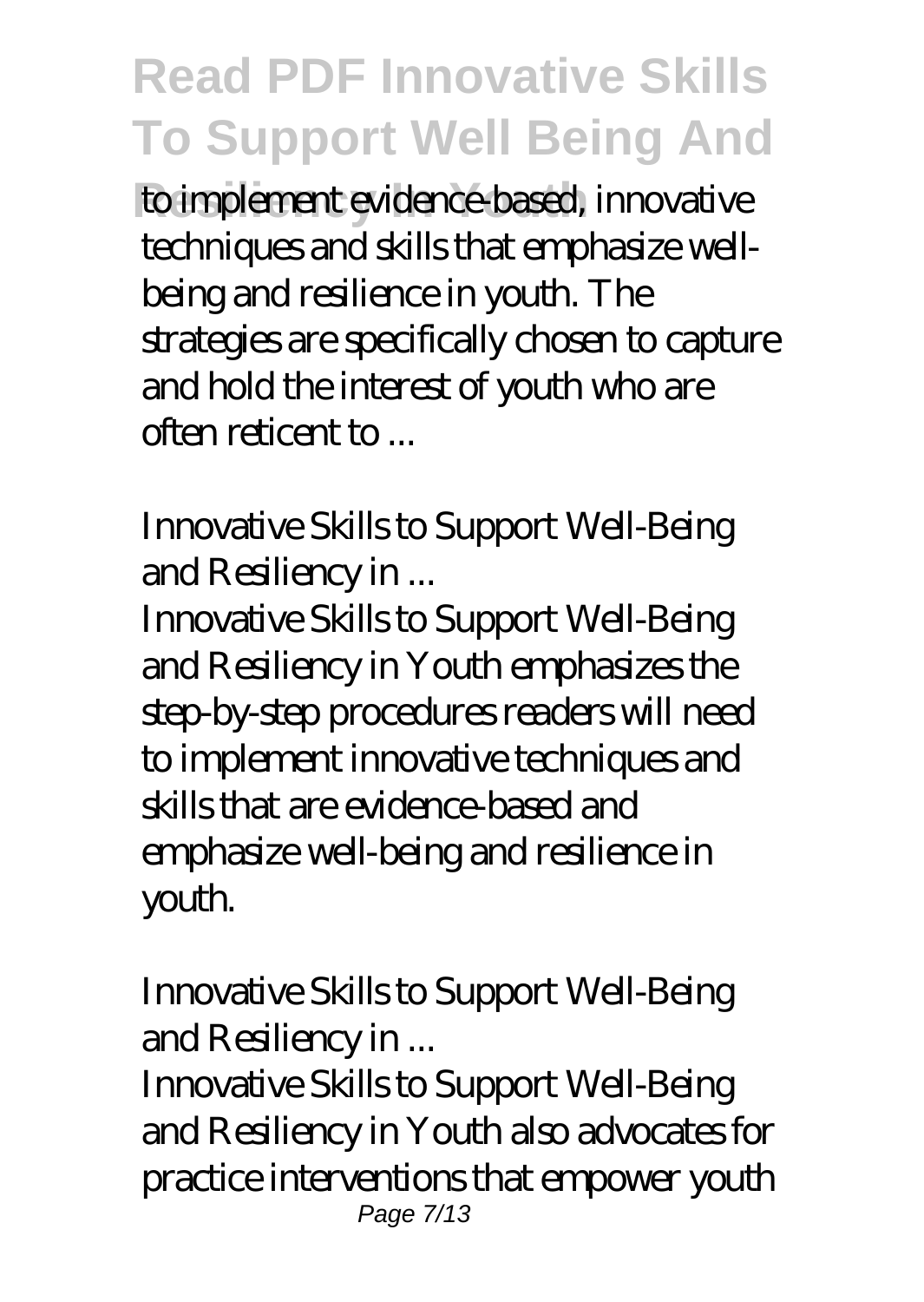to implement evidence-based, innovative techniques and skills that emphasize well-being and resilience in youth. The strategies are specifically chosen to capture and hold the interest of youth who are often reticent to ...

*Innovative Skills to Support Well-Being and Resiliency in ...*

Innovative Skills to Support Well-Being and Resiliency in Youth emphasizes the step-by-step procedures readers will need to implement innovative techniques and skills that are evidence-based and emphasize well-being and resilience in youth.

*Innovative Skills to Support Well-Being and Resiliency in ...*

Innovative Skills to Support Well-Being and Resiliency in Youth also advocates for practice interventions that empower youth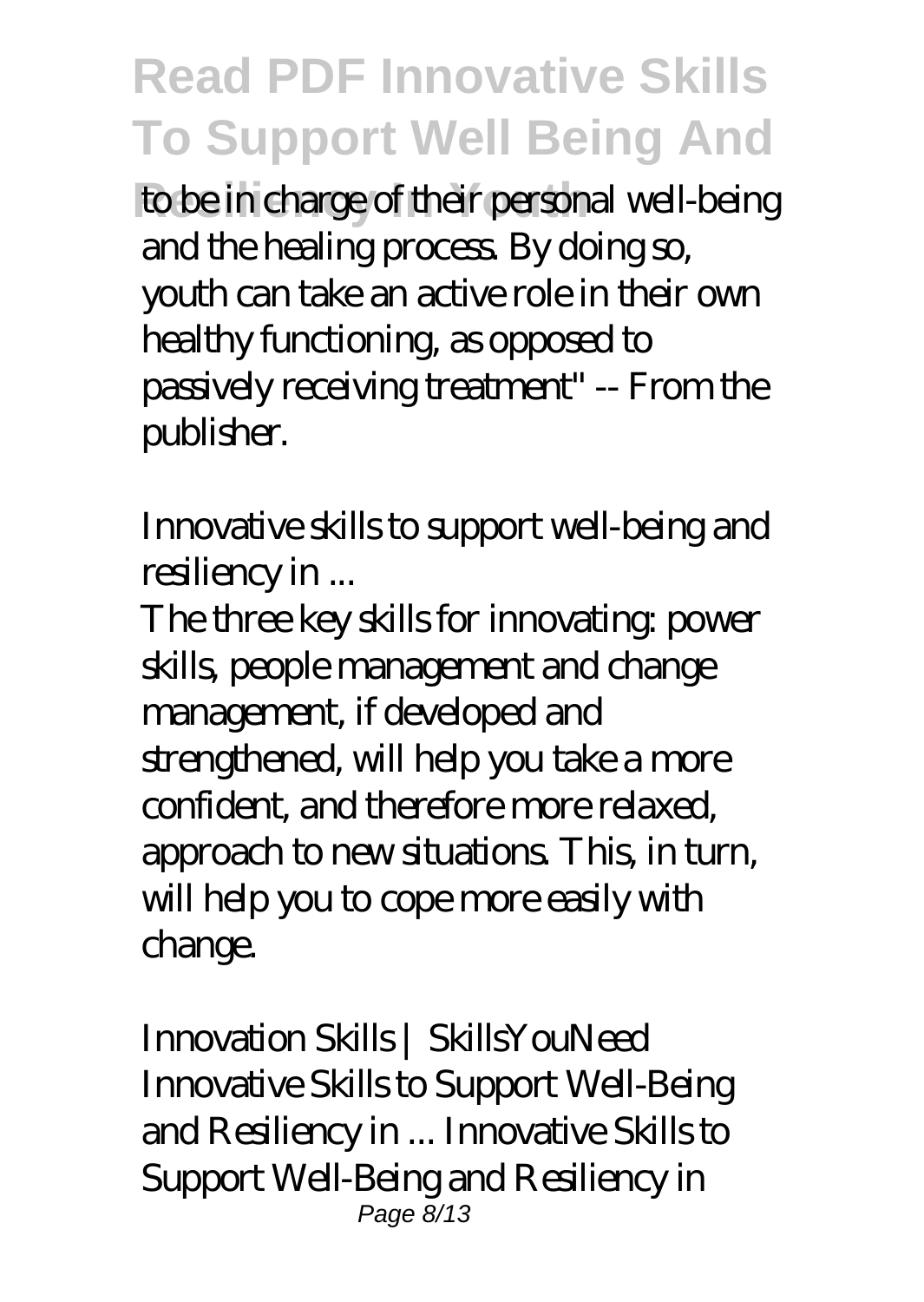to be in charge of their personal well-being and the healing process. By doing so, youth can take an active role in their own healthy functioning, as opposed to passively receiving treatment" -- From the publisher.

*Innovative skills to support well-being and resiliency in ...*

The three key skills for innovating: power skills, people management and change management, if developed and strengthened, will help you take a more confident, and therefore more relaxed, approach to new situations. This, in turn, will help you to cope more easily with change.

*Innovation Skills | SkillsYouNeed*

Innovative Skills to Support Well-Being and Resiliency in ... Innovative Skills to Support Well-Being and Resiliency in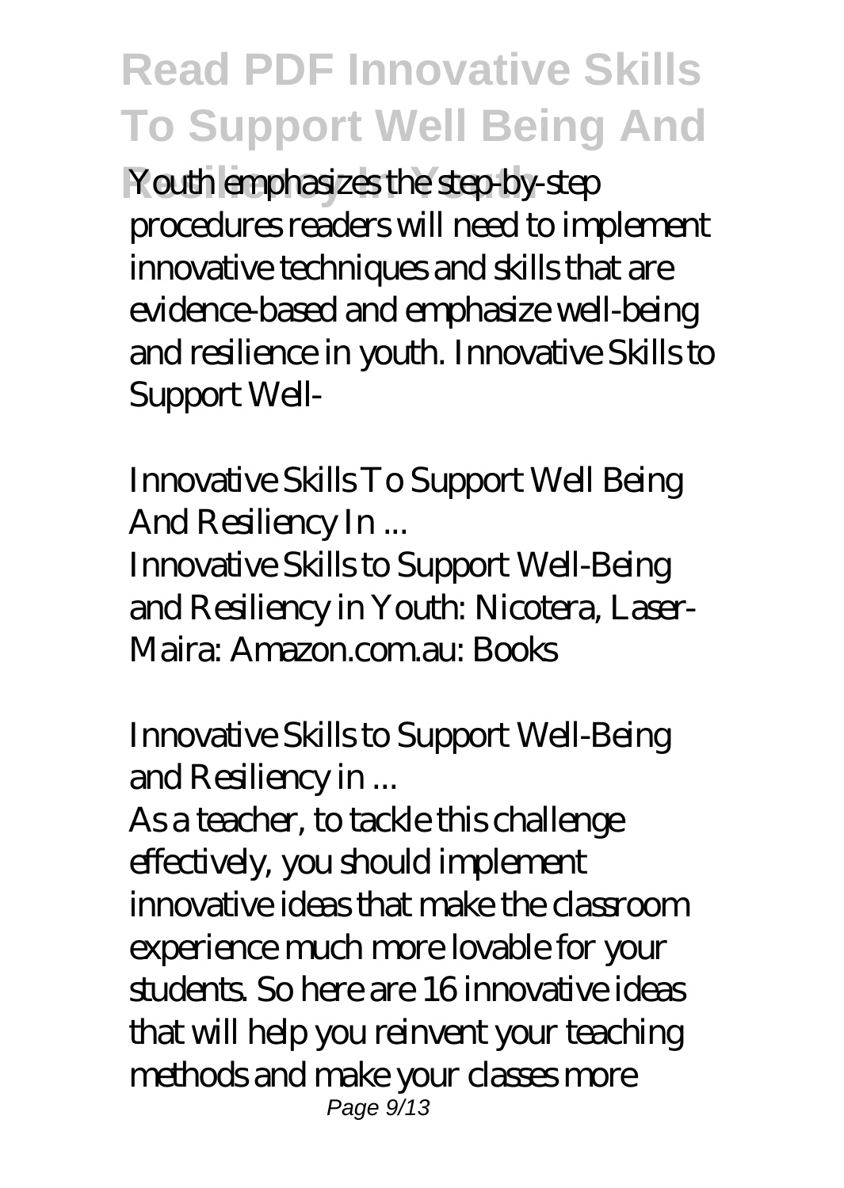Youth emphasizes the step-by-step procedures readers will need to implement innovative techniques and skills that are evidence-based and emphasize well-being and resilience in youth. Innovative Skills to Support Well-

*Innovative Skills To Support Well Being And Resiliency In ...*

Innovative Skills to Support Well-Being and Resiliency in Youth: Nicotera, Laser-Maira: Amazon.com.au: Books

*Innovative Skills to Support Well-Being and Resiliency in ...*

As a teacher, to tackle this challenge effectively, you should implement innovative ideas that make the classroom experience much more lovable for your students. So here are 16 innovative ideas that will help you reinvent your teaching methods and make your classes more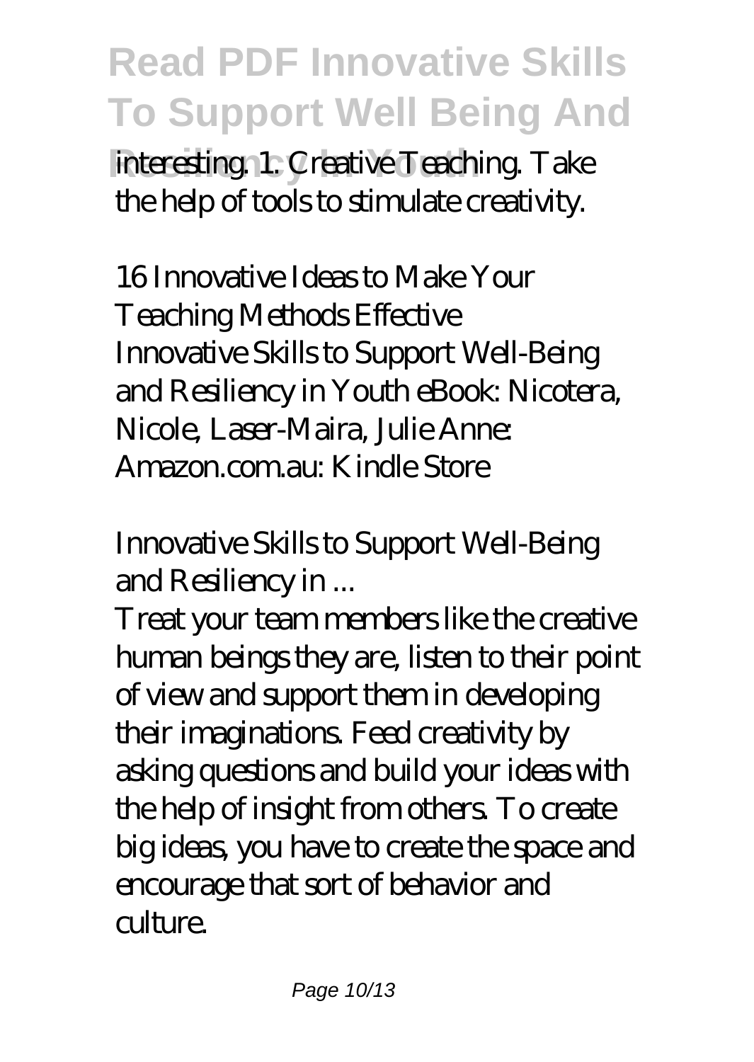interesting. 1. Creative Teaching. Take the help of tools to stimulate creativity.

*16 Innovative Ideas to Make Your Teaching Methods Effective*

Innovative Skills to Support Well-Being and Resiliency in Youth eBook: Nicotera, Nicole, Laser-Maira, Julie Anne: Amazon.com.au: Kindle Store

*Innovative Skills to Support Well-Being and Resiliency in ...*

Treat your team members like the creative human beings they are, listen to their point of view and support them in developing their imaginations. Feed creativity by asking questions and build your ideas with the help of insight from others. To create big ideas, you have to create the space and encourage that sort of behavior and culture.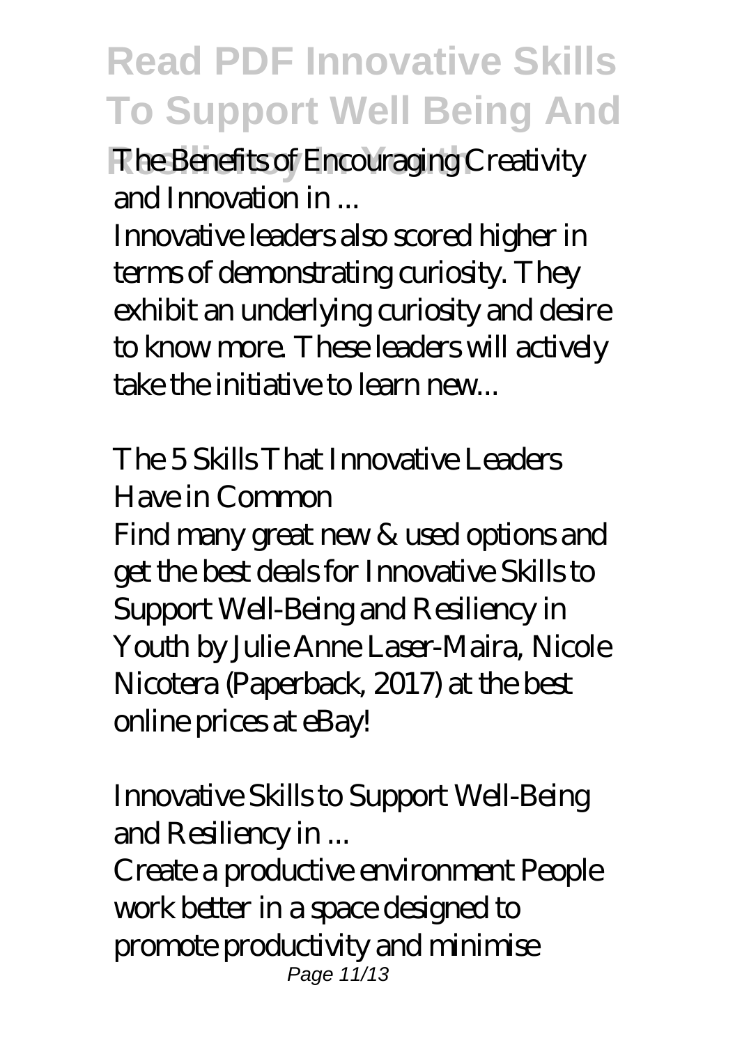*The Benefits of Encouraging Creativity and Innovation in ...*

Innovative leaders also scored higher in terms of demonstrating curiosity. They exhibit an underlying curiosity and desire to know more. These leaders will actively take the initiative to learn new...

*The 5 Skills That Innovative Leaders Have in Common*

Find many great new & used options and get the best deals for Innovative Skills to Support Well-Being and Resiliency in Youth by Julie Anne Laser-Maira, Nicole Nicotera (Paperback, 2017) at the best online prices at eBay!

*Innovative Skills to Support Well-Being and Resiliency in ...*

Create a productive environment People work better in a space designed to promote productivity and minimise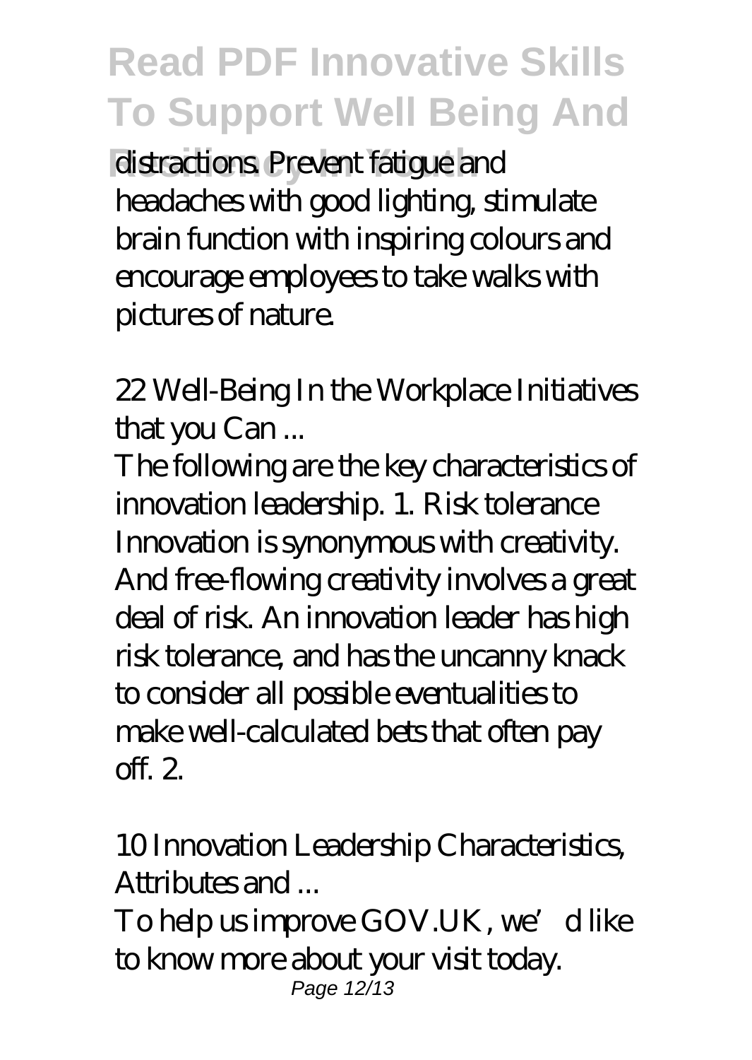distractions. Prevent fatigue and headaches with good lighting, stimulate brain function with inspiring colours and encourage employees to take walks with pictures of nature.

*22 Well-Being In the Workplace Initiatives that you Can ...*

The following are the key characteristics of innovation leadership. 1. Risk tolerance Innovation is synonymous with creativity. And free-flowing creativity involves a great deal of risk. An innovation leader has high risk tolerance, and has the uncanny knack to consider all possible eventualities to make well-calculated bets that often pay off. 2.

*10 Innovation Leadership Characteristics, Attributes and ...*

To help us improve GOV.UK, we'd like to know more about your visit today.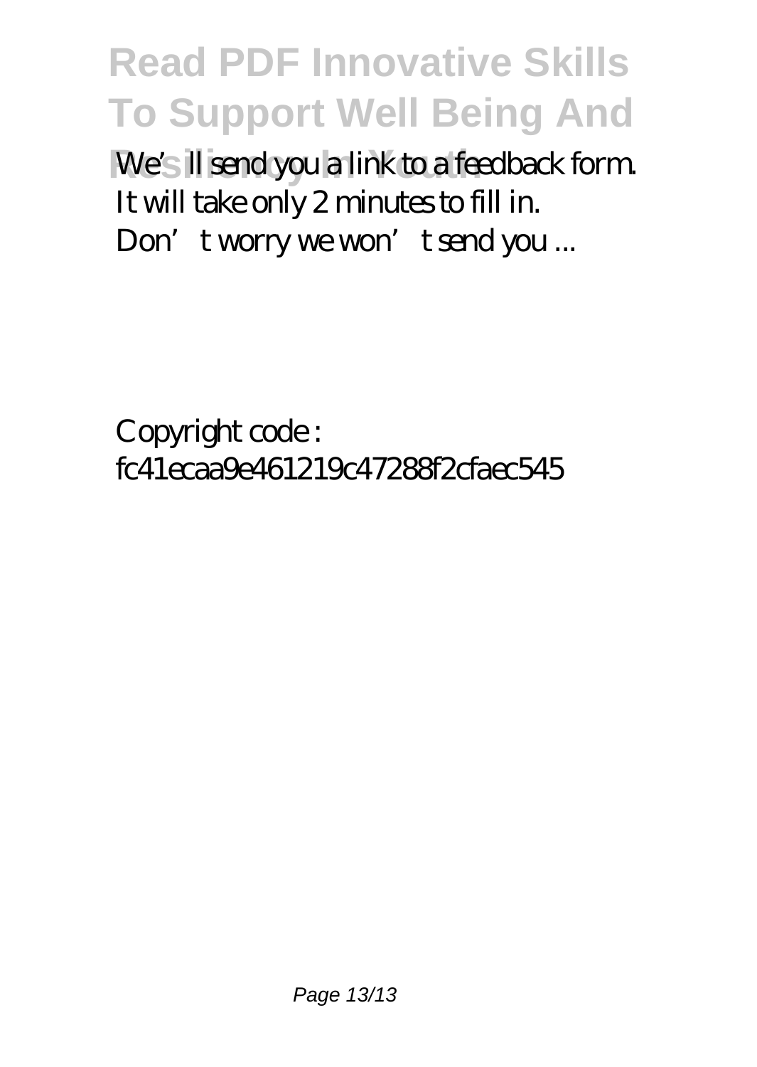We' ll send you a link to a feedback form. It will take only 2 minutes to fill in. Don't worry we won't send you ...

Copyright code : fc41ecaa9e461219c47288f2cfaec545